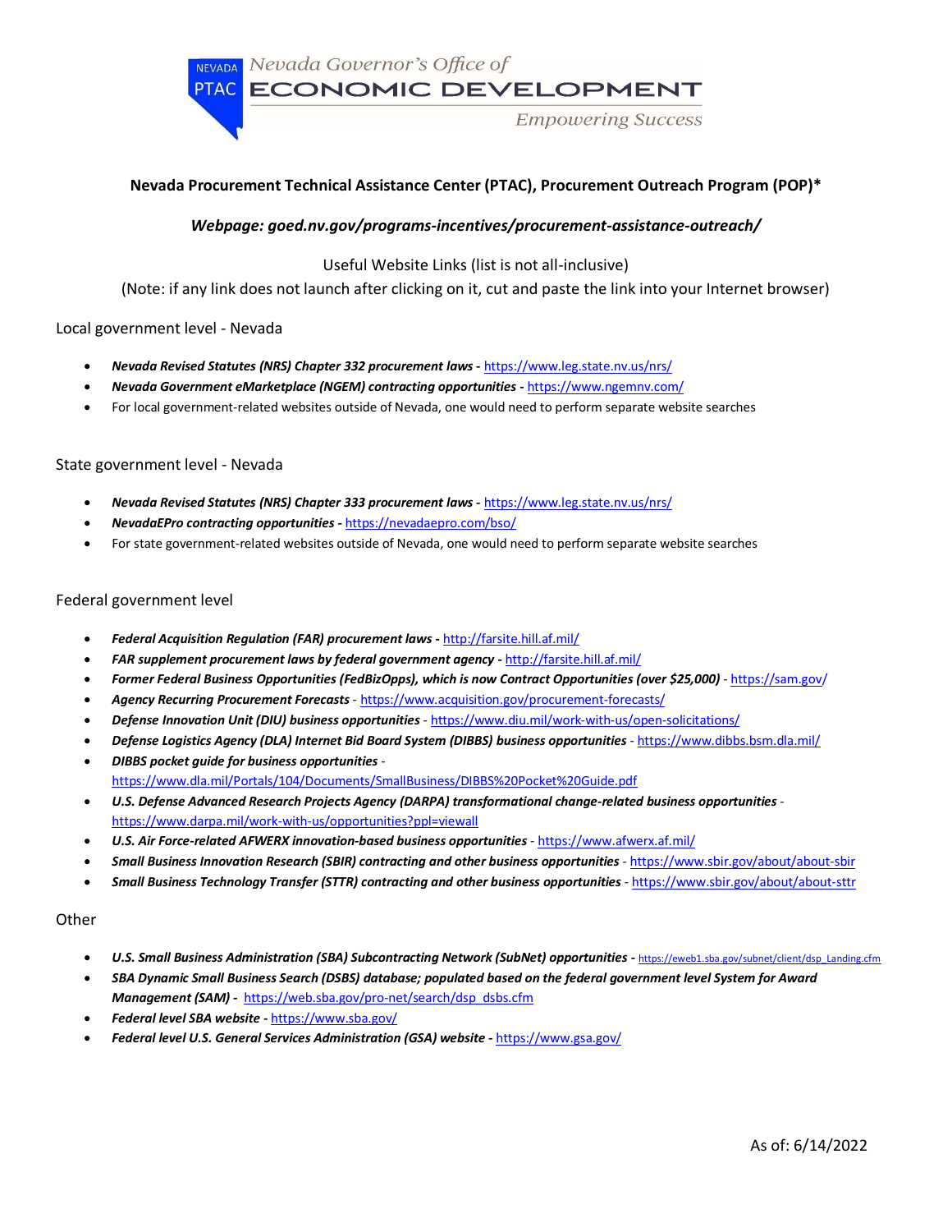NEVADA PTAC — Nevada Governor's Office of ECONOMIC DEVELOPMENT — *Empowering Success*

**Nevada Procurement Technical Assistance Center (PTAC), Procurement Outreach Program (POP)***

***Webpage: goed.nv.gov/programs-incentives/procurement-assistance-outreach/***

Useful Website Links (list is not all-inclusive)

(Note: if any link does not launch after clicking on it, cut and paste the link into your Internet browser)

## Local government level - Nevada

- ***Nevada Revised Statutes (NRS) Chapter 332 procurement laws -*** https://www.leg.state.nv.us/nrs/
- ***Nevada Government eMarketplace (NGEM) contracting opportunities -*** https://www.ngemnv.com/
- For local government-related websites outside of Nevada, one would need to perform separate website searches

## State government level - Nevada

- ***Nevada Revised Statutes (NRS) Chapter 333 procurement laws -*** https://www.leg.state.nv.us/nrs/
- ***NevadaEPro contracting opportunities -*** https://nevadaepro.com/bso/
- For state government-related websites outside of Nevada, one would need to perform separate website searches

## Federal government level

- ***Federal Acquisition Regulation (FAR) procurement laws -*** http://farsite.hill.af.mil/
- ***FAR supplement procurement laws by federal government agency -*** http://farsite.hill.af.mil/
- ***Former Federal Business Opportunities (FedBizOpps), which is now Contract Opportunities (over $25,000)*** - https://sam.gov/
- ***Agency Recurring Procurement Forecasts*** - https://www.acquisition.gov/procurement-forecasts/
- ***Defense Innovation Unit (DIU) business opportunities*** - https://www.diu.mil/work-with-us/open-solicitations/
- ***Defense Logistics Agency (DLA) Internet Bid Board System (DIBBS) business opportunities*** - https://www.dibbs.bsm.dla.mil/
- ***DIBBS pocket guide for business opportunities*** - https://www.dla.mil/Portals/104/Documents/SmallBusiness/DIBBS%20Pocket%20Guide.pdf
- ***U.S. Defense Advanced Research Projects Agency (DARPA) transformational change-related business opportunities*** - https://www.darpa.mil/work-with-us/opportunities?ppl=viewall
- ***U.S. Air Force-related AFWERX innovation-based business opportunities*** - https://www.afwerx.af.mil/
- ***Small Business Innovation Research (SBIR) contracting and other business opportunities*** - https://www.sbir.gov/about/about-sbir
- ***Small Business Technology Transfer (STTR) contracting and other business opportunities*** - https://www.sbir.gov/about/about-sttr

## Other

- ***U.S. Small Business Administration (SBA) Subcontracting Network (SubNet) opportunities -*** https://eweb1.sba.gov/subnet/client/dsp_Landing.cfm
- ***SBA Dynamic Small Business Search (DSBS) database; populated based on the federal government level System for Award Management (SAM) -*** https://web.sba.gov/pro-net/search/dsp_dsbs.cfm
- ***Federal level SBA website -*** https://www.sba.gov/
- ***Federal level U.S. General Services Administration (GSA) website -*** https://www.gsa.gov/

As of: 6/14/2022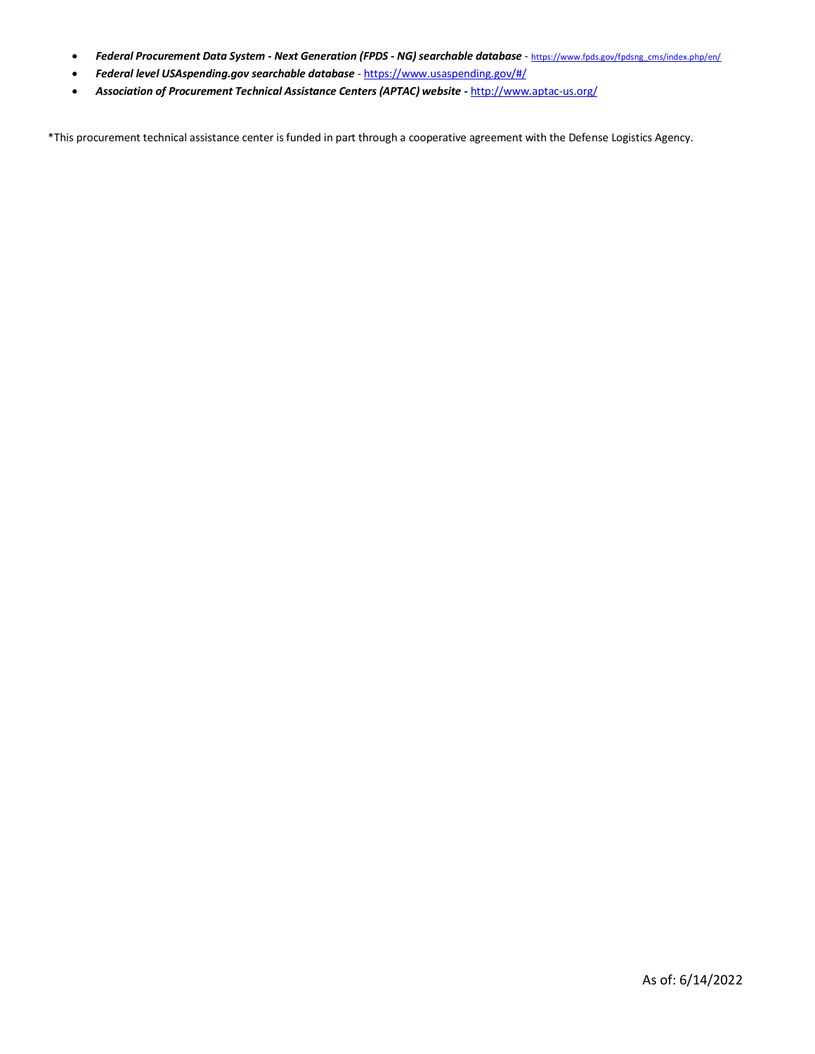- ***Federal Procurement Data System - Next Generation (FPDS - NG) searchable database*** - https://www.fpds.gov/fpdsng_cms/index.php/en/
- ***Federal level USAspending.gov searchable database*** - https://www.usaspending.gov/#/
- ***Association of Procurement Technical Assistance Centers (APTAC) website*** - http://www.aptac-us.org/

*This procurement technical assistance center is funded in part through a cooperative agreement with the Defense Logistics Agency.

As of: 6/14/2022